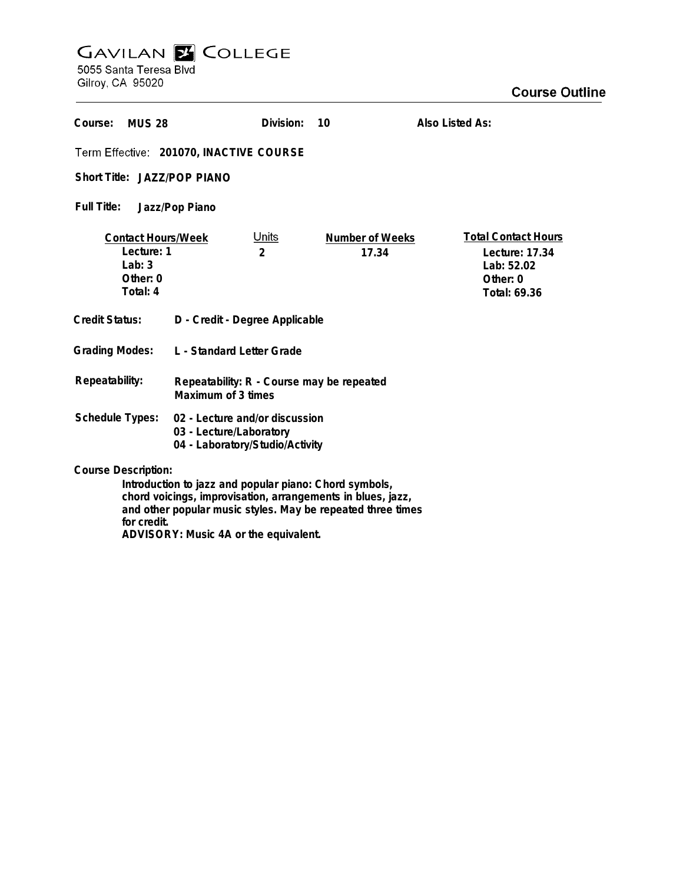# GAVILAN COLLEGE

5055 Santa Teresa Blvd
Gilroy, CA 95020

## Course Outline

**Course:** MUS 28 **Division:** 10 **Also Listed As:**

**Term Effective:** 201070, INACTIVE COURSE

**Short Title:** JAZZ/POP PIANO

**Full Title:** Jazz/Pop Piano

| Contact Hours/Week | Units | Number of Weeks | Total Contact Hours |
|---|---|---|---|
| Lecture: 1 | 2 | 17.34 | Lecture: 17.34 |
| Lab: 3 | | | Lab: 52.02 |
| Other: 0 | | | Other: 0 |
| Total: 4 | | | Total: 69.36 |

**Credit Status:** D - Credit - Degree Applicable

**Grading Modes:** L - Standard Letter Grade

**Repeatability:** Repeatability: R - Course may be repeated
Maximum of 3 times

**Schedule Types:**
02 - Lecture and/or discussion
03 - Lecture/Laboratory
04 - Laboratory/Studio/Activity

**Course Description:**

Introduction to jazz and popular piano: Chord symbols, chord voicings, improvisation, arrangements in blues, jazz, and other popular music styles. May be repeated three times for credit.
ADVISORY: Music 4A or the equivalent.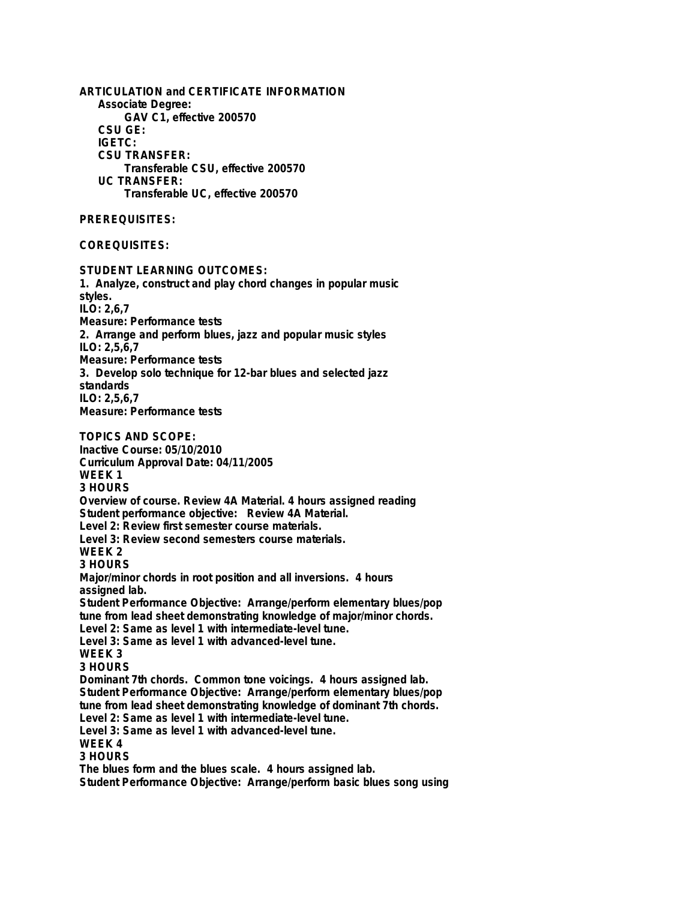**ARTICULATION and CERTIFICATE INFORMATION**

**Associate Degree:**
GAV C1, effective 200570

**CSU GE:**

**IGETC:**

**CSU TRANSFER:**
Transferable CSU, effective 200570

**UC TRANSFER:**
Transferable UC, effective 200570

**PREREQUISITES:**

**COREQUISITES:**

**STUDENT LEARNING OUTCOMES:**

1. Analyze, construct and play chord changes in popular music styles.
ILO: 2,6,7
Measure: Performance tests
2. Arrange and perform blues, jazz and popular music styles
ILO: 2,5,6,7
Measure: Performance tests
3. Develop solo technique for 12-bar blues and selected jazz standards
ILO: 2,5,6,7
Measure: Performance tests

**TOPICS AND SCOPE:**

Inactive Course: 05/10/2010
Curriculum Approval Date: 04/11/2005

WEEK 1
3 HOURS
Overview of course. Review 4A Material. 4 hours assigned reading
Student performance objective: Review 4A Material.
Level 2: Review first semester course materials.
Level 3: Review second semesters course materials.

WEEK 2
3 HOURS
Major/minor chords in root position and all inversions. 4 hours assigned lab.
Student Performance Objective: Arrange/perform elementary blues/pop tune from lead sheet demonstrating knowledge of major/minor chords.
Level 2: Same as level 1 with intermediate-level tune.
Level 3: Same as level 1 with advanced-level tune.

WEEK 3
3 HOURS
Dominant 7th chords. Common tone voicings. 4 hours assigned lab.
Student Performance Objective: Arrange/perform elementary blues/pop tune from lead sheet demonstrating knowledge of dominant 7th chords.
Level 2: Same as level 1 with intermediate-level tune.
Level 3: Same as level 1 with advanced-level tune.

WEEK 4
3 HOURS
The blues form and the blues scale. 4 hours assigned lab.
Student Performance Objective: Arrange/perform basic blues song using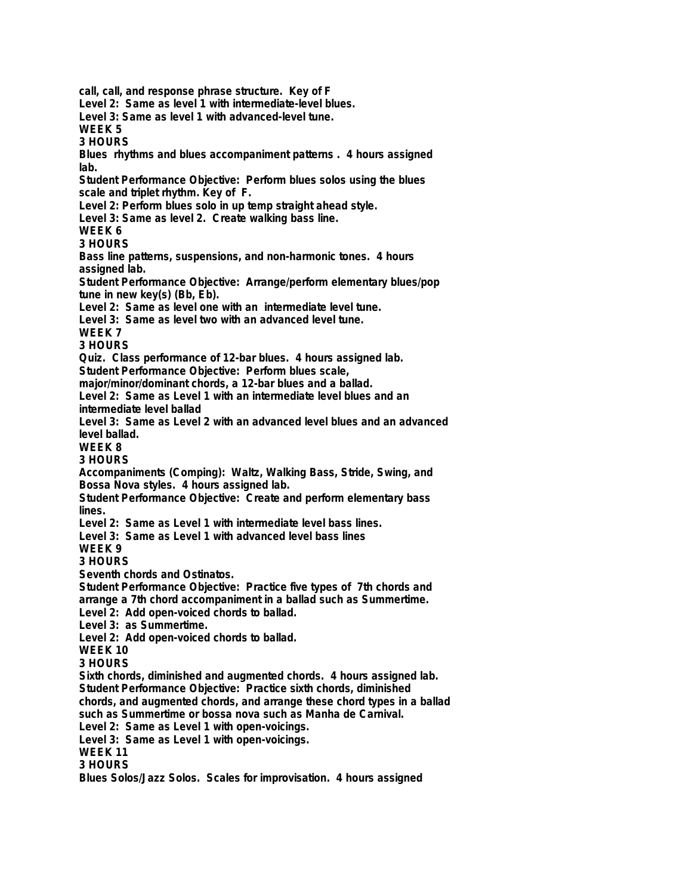call, call, and response phrase structure. Key of F
Level 2: Same as level 1 with intermediate-level blues.
Level 3: Same as level 1 with advanced-level tune.

**WEEK 5**
**3 HOURS**

Blues rhythms and blues accompaniment patterns . 4 hours assigned lab.
Student Performance Objective: Perform blues solos using the blues scale and triplet rhythm. Key of F.
Level 2: Perform blues solo in up temp straight ahead style.
Level 3: Same as level 2. Create walking bass line.

**WEEK 6**
**3 HOURS**

Bass line patterns, suspensions, and non-harmonic tones. 4 hours assigned lab.
Student Performance Objective: Arrange/perform elementary blues/pop tune in new key(s) (Bb, Eb).
Level 2: Same as level one with an intermediate level tune.
Level 3: Same as level two with an advanced level tune.

**WEEK 7**
**3 HOURS**

Quiz. Class performance of 12-bar blues. 4 hours assigned lab.
Student Performance Objective: Perform blues scale, major/minor/dominant chords, a 12-bar blues and a ballad.
Level 2: Same as Level 1 with an intermediate level blues and an intermediate level ballad
Level 3: Same as Level 2 with an advanced level blues and an advanced level ballad.

**WEEK 8**
**3 HOURS**

Accompaniments (Comping): Waltz, Walking Bass, Stride, Swing, and Bossa Nova styles. 4 hours assigned lab.
Student Performance Objective: Create and perform elementary bass lines.
Level 2: Same as Level 1 with intermediate level bass lines.
Level 3: Same as Level 1 with advanced level bass lines

**WEEK 9**
**3 HOURS**

Seventh chords and Ostinatos.
Student Performance Objective: Practice five types of 7th chords and arrange a 7th chord accompaniment in a ballad such as Summertime.
Level 2: Add open-voiced chords to ballad.
Level 3: as Summertime.
Level 2: Add open-voiced chords to ballad.

**WEEK 10**
**3 HOURS**

Sixth chords, diminished and augmented chords. 4 hours assigned lab.
Student Performance Objective: Practice sixth chords, diminished chords, and augmented chords, and arrange these chord types in a ballad such as Summertime or bossa nova such as Manha de Carnival.
Level 2: Same as Level 1 with open-voicings.
Level 3: Same as Level 1 with open-voicings.

**WEEK 11**
**3 HOURS**

Blues Solos/Jazz Solos. Scales for improvisation. 4 hours assigned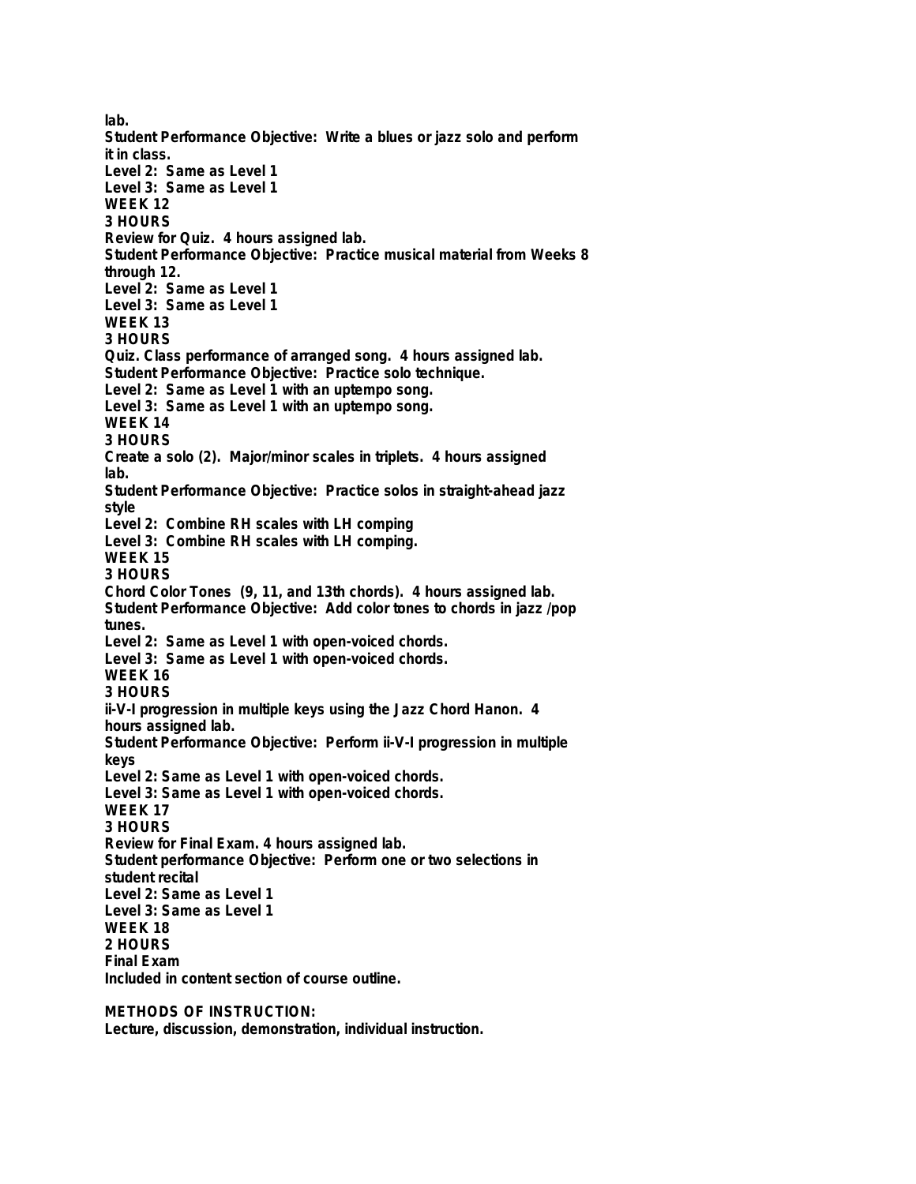lab.
Student Performance Objective: Write a blues or jazz solo and perform it in class.
Level 2: Same as Level 1
Level 3: Same as Level 1

**WEEK 12**
**3 HOURS**
Review for Quiz. 4 hours assigned lab.
Student Performance Objective: Practice musical material from Weeks 8 through 12.
Level 2: Same as Level 1
Level 3: Same as Level 1

**WEEK 13**
**3 HOURS**
Quiz. Class performance of arranged song. 4 hours assigned lab.
Student Performance Objective: Practice solo technique.
Level 2: Same as Level 1 with an uptempo song.
Level 3: Same as Level 1 with an uptempo song.

**WEEK 14**
**3 HOURS**
Create a solo (2). Major/minor scales in triplets. 4 hours assigned lab.
Student Performance Objective: Practice solos in straight-ahead jazz style
Level 2: Combine RH scales with LH comping
Level 3: Combine RH scales with LH comping.

**WEEK 15**
**3 HOURS**
Chord Color Tones (9, 11, and 13th chords). 4 hours assigned lab.
Student Performance Objective: Add color tones to chords in jazz /pop tunes.
Level 2: Same as Level 1 with open-voiced chords.
Level 3: Same as Level 1 with open-voiced chords.

**WEEK 16**
**3 HOURS**
ii-V-I progression in multiple keys using the Jazz Chord Hanon. 4 hours assigned lab.
Student Performance Objective: Perform ii-V-I progression in multiple keys
Level 2: Same as Level 1 with open-voiced chords.
Level 3: Same as Level 1 with open-voiced chords.

**WEEK 17**
**3 HOURS**
Review for Final Exam. 4 hours assigned lab.
Student performance Objective: Perform one or two selections in student recital
Level 2: Same as Level 1
Level 3: Same as Level 1

**WEEK 18**
**2 HOURS**
Final Exam
Included in content section of course outline.

## METHODS OF INSTRUCTION:

Lecture, discussion, demonstration, individual instruction.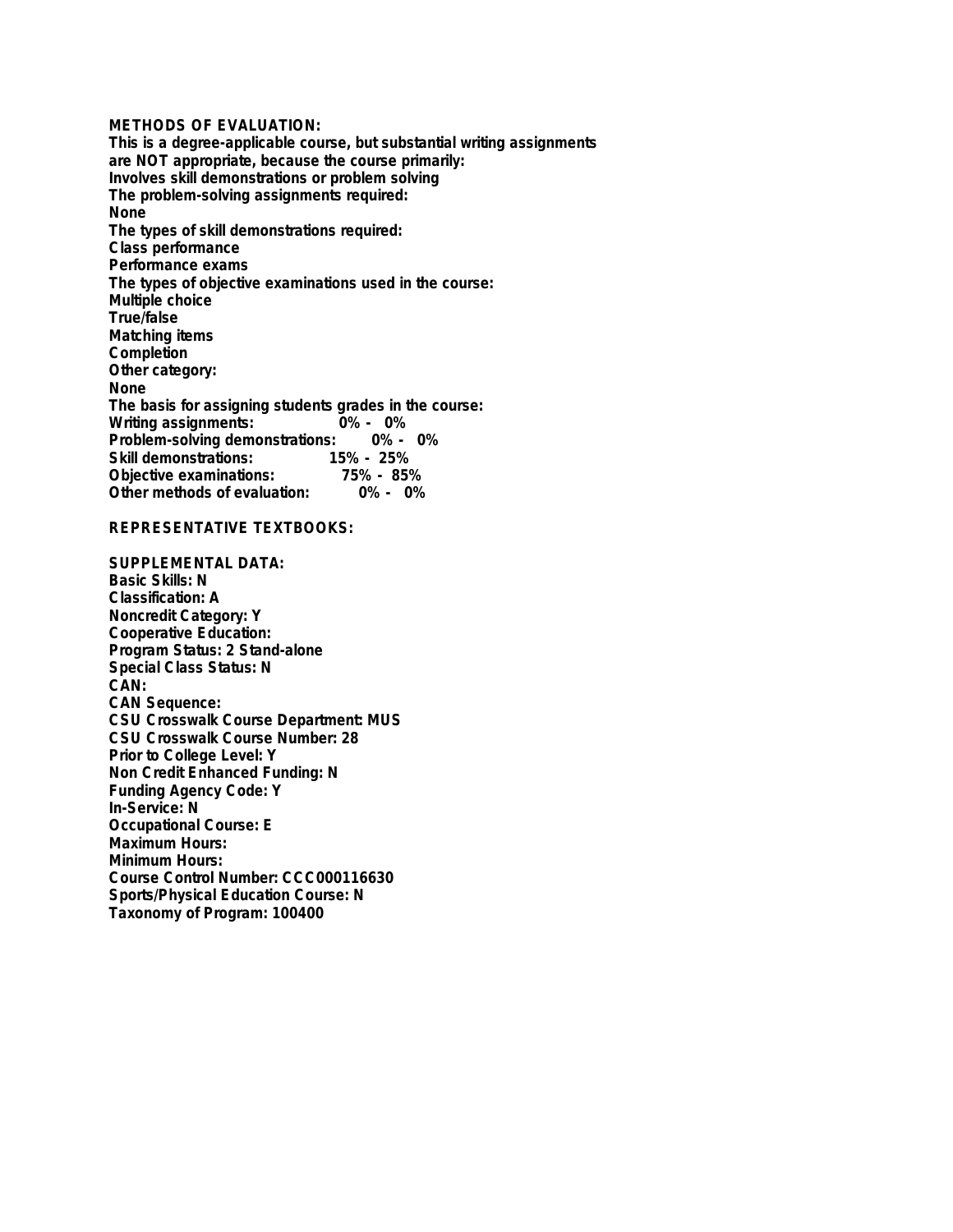**METHODS OF EVALUATION:**

**This is a degree-applicable course, but substantial writing assignments are NOT appropriate, because the course primarily:**
**Involves skill demonstrations or problem solving**
**The problem-solving assignments required:**
**None**
**The types of skill demonstrations required:**
**Class performance**
**Performance exams**
**The types of objective examinations used in the course:**
**Multiple choice**
**True/false**
**Matching items**
**Completion**
**Other category:**
**None**
**The basis for assigning students grades in the course:**

| | |
|---|---|
| **Writing assignments:** | **0% - 0%** |
| **Problem-solving demonstrations:** | **0% - 0%** |
| **Skill demonstrations:** | **15% - 25%** |
| **Objective examinations:** | **75% - 85%** |
| **Other methods of evaluation:** | **0% - 0%** |

**REPRESENTATIVE TEXTBOOKS:**

**SUPPLEMENTAL DATA:**

**Basic Skills: N**
**Classification: A**
**Noncredit Category: Y**
**Cooperative Education:**
**Program Status: 2 Stand-alone**
**Special Class Status: N**
**CAN:**
**CAN Sequence:**
**CSU Crosswalk Course Department: MUS**
**CSU Crosswalk Course Number: 28**
**Prior to College Level: Y**
**Non Credit Enhanced Funding: N**
**Funding Agency Code: Y**
**In-Service: N**
**Occupational Course: E**
**Maximum Hours:**
**Minimum Hours:**
**Course Control Number: CCC000116630**
**Sports/Physical Education Course: N**
**Taxonomy of Program: 100400**